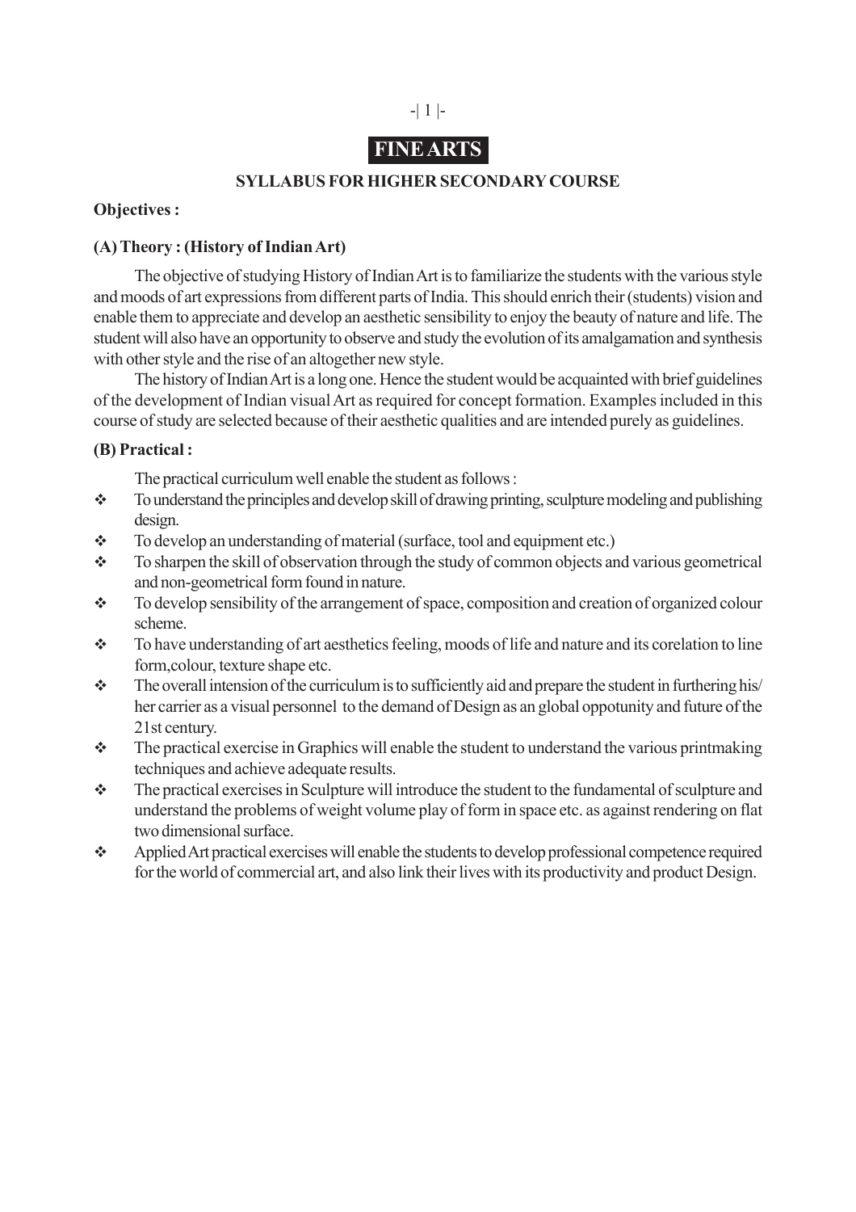# FINE ARTS

## SYLLABUS FOR HIGHER SECONDARY COURSE

**Objectives :**

**(A) Theory : (History of Indian Art)**

The objective of studying History of Indian Art is to familiarize the students with the various style and moods of art expressions from different parts of India. This should enrich their (students) vision and enable them to appreciate and develop an aesthetic sensibility to enjoy the beauty of nature and life. The student will also have an opportunity to observe and study the evolution of its amalgamation and synthesis with other style and the rise of an altogether new style.

The history of Indian Art is a long one. Hence the student would be acquainted with brief guidelines of the development of Indian visual Art as required for concept formation. Examples included in this course of study are selected because of their aesthetic qualities and are intended purely as guidelines.

**(B) Practical :**

The practical curriculum well enable the student as follows :

- To understand the principles and develop skill of drawing printing, sculpture modeling and publishing design.
- To develop an understanding of material (surface, tool and equipment etc.)
- To sharpen the skill of observation through the study of common objects and various geometrical and non-geometrical form found in nature.
- To develop sensibility of the arrangement of space, composition and creation of organized colour scheme.
- To have understanding of art aesthetics feeling, moods of life and nature and its corelation to line form,colour, texture shape etc.
- The overall intension of the curriculum is to sufficiently aid and prepare the student in furthering his/her carrier as a visual personnel to the demand of Design as an global oppotunity and future of the 21st century.
- The practical exercise in Graphics will enable the student to understand the various printmaking techniques and achieve adequate results.
- The practical exercises in Sculpture will introduce the student to the fundamental of sculpture and understand the problems of weight volume play of form in space etc. as against rendering on flat two dimensional surface.
- Applied Art practical exercises will enable the students to develop professional competence required for the world of commercial art, and also link their lives with its productivity and product Design.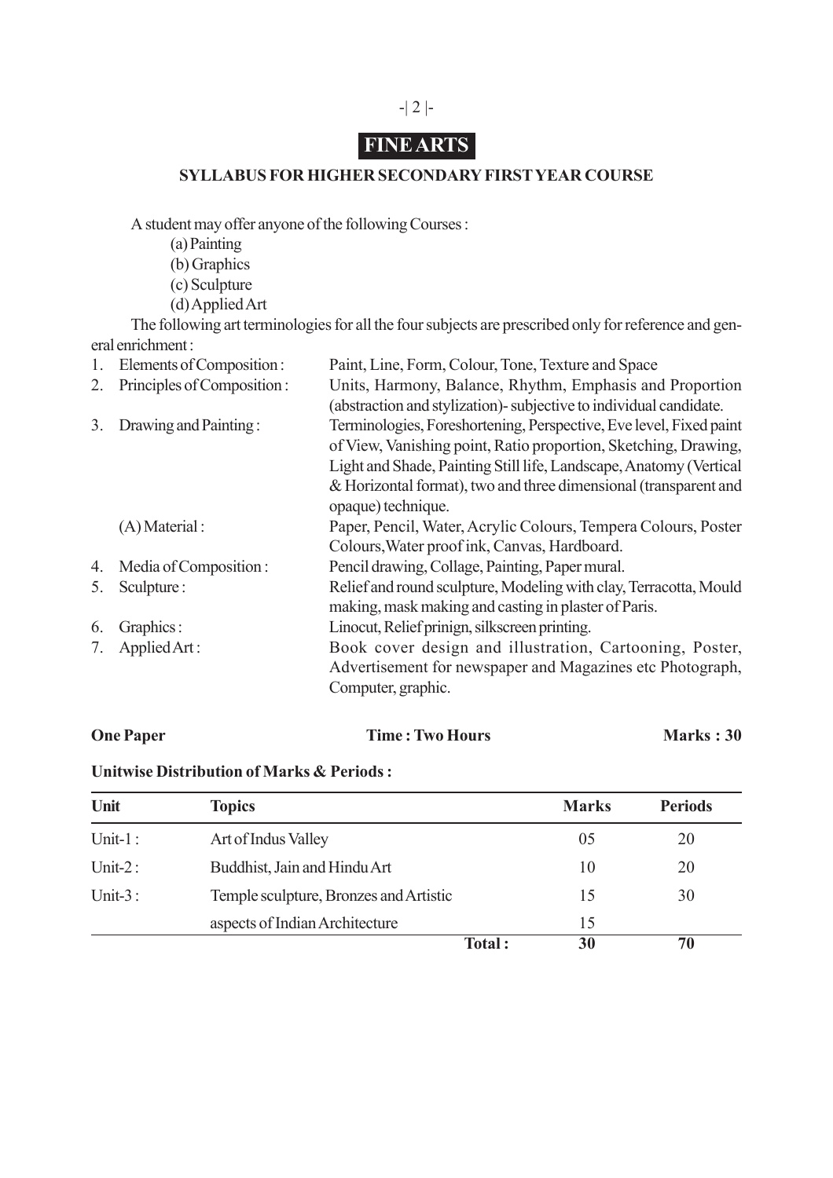# FINE ARTS

## SYLLABUS FOR HIGHER SECONDARY FIRST YEAR COURSE

A student may offer anyone of the following Courses :

(a) Painting

(b) Graphics

(c) Sculpture

(d) Applied Art

The following art terminologies for all the four subjects are prescribed only for reference and general enrichment :

1. Elements of Composition : Paint, Line, Form, Colour, Tone, Texture and Space
2. Principles of Composition : Units, Harmony, Balance, Rhythm, Emphasis and Proportion (abstraction and stylization)- subjective to individual candidate.
3. Drawing and Painting : Terminologies, Foreshortening, Perspective, Eve level, Fixed paint of View, Vanishing point, Ratio proportion, Sketching, Drawing, Light and Shade, Painting Still life, Landscape, Anatomy (Vertical & Horizontal format), two and three dimensional (transparent and opaque) technique.

   (A) Material : Paper, Pencil, Water, Acrylic Colours, Tempera Colours, Poster Colours,Water proof ink, Canvas, Hardboard.
4. Media of Composition : Pencil drawing, Collage, Painting, Paper mural.
5. Sculpture : Relief and round sculpture, Modeling with clay, Terracotta, Mould making, mask making and casting in plaster of Paris.
6. Graphics : Linocut, Relief prinign, silkscreen printing.
7. Applied Art : Book cover design and illustration, Cartooning, Poster, Advertisement for newspaper and Magazines etc Photograph, Computer, graphic.

**One Paper** **Time : Two Hours** **Marks : 30**

**Unitwise Distribution of Marks & Periods :**

| Unit | Topics | Marks | Periods |
|---|---|---|---|
| Unit-1 : | Art of Indus Valley | 05 | 20 |
| Unit-2 : | Buddhist, Jain and Hindu Art | 10 | 20 |
| Unit-3 : | Temple sculpture, Bronzes and Artistic | 15 | 30 |
| | aspects of Indian Architecture | 15 | |
| | **Total :** | **30** | **70** |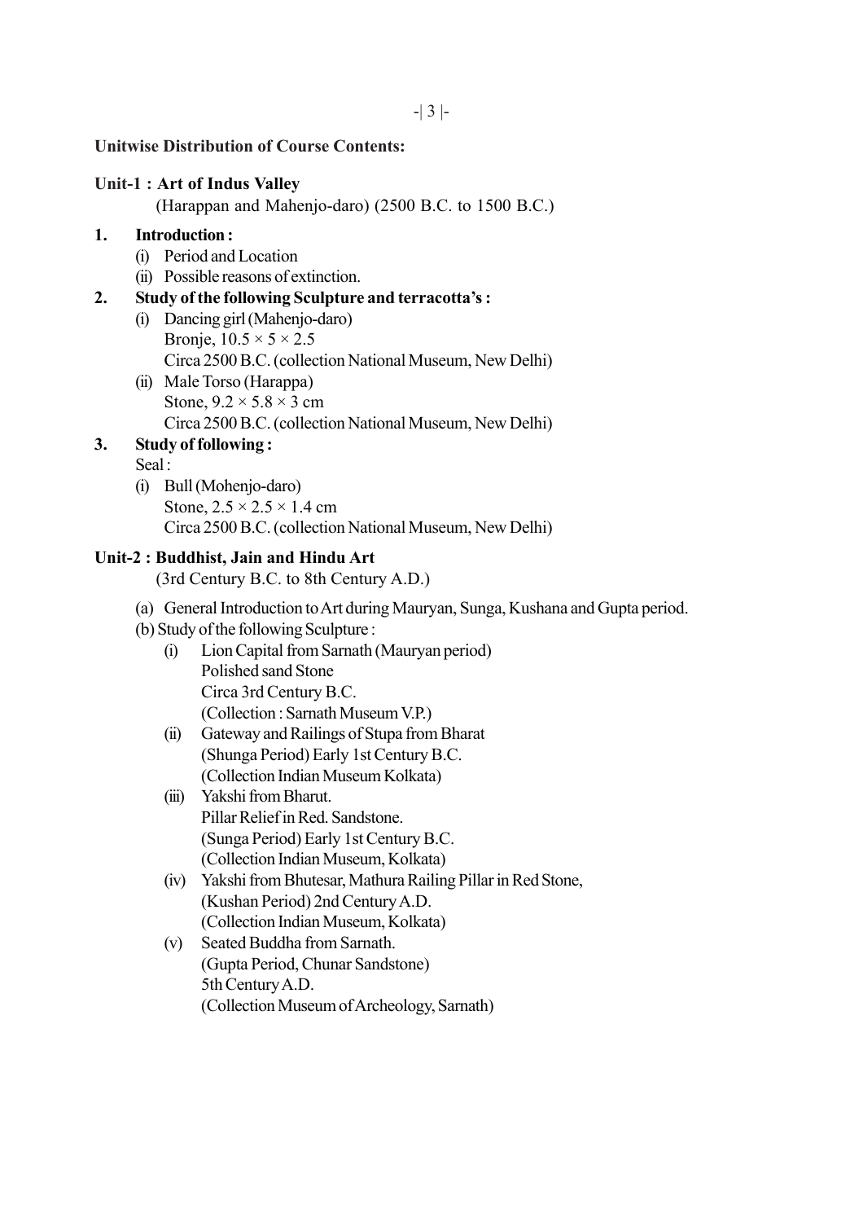**Unitwise Distribution of Course Contents:**

**Unit-1 : Art of Indus Valley**

(Harappan and Mahenjo-daro) (2500 B.C. to 1500 B.C.)

1. **Introduction :**
   - (i) Period and Location
   - (ii) Possible reasons of extinction.
2. **Study of the following Sculpture and terracotta's :**
   - (i) Dancing girl (Mahenjo-daro)
     Bronje, 10.5 × 5 × 2.5
     Circa 2500 B.C. (collection National Museum, New Delhi)
   - (ii) Male Torso (Harappa)
     Stone, 9.2 × 5.8 × 3 cm
     Circa 2500 B.C. (collection National Museum, New Delhi)
3. **Study of following :**
   Seal :
   - (i) Bull (Mohenjo-daro)
     Stone, 2.5 × 2.5 × 1.4 cm
     Circa 2500 B.C. (collection National Museum, New Delhi)

**Unit-2 : Buddhist, Jain and Hindu Art**

(3rd Century B.C. to 8th Century A.D.)

(a) General Introduction to Art during Mauryan, Sunga, Kushana and Gupta period.

(b) Study of the following Sculpture :

- (i) Lion Capital from Sarnath (Mauryan period)
  Polished sand Stone
  Circa 3rd Century B.C.
  (Collection : Sarnath Museum V.P.)
- (ii) Gateway and Railings of Stupa from Bharat
  (Shunga Period) Early 1st Century B.C.
  (Collection Indian Museum Kolkata)
- (iii) Yakshi from Bharut.
  Pillar Relief in Red. Sandstone.
  (Sunga Period) Early 1st Century B.C.
  (Collection Indian Museum, Kolkata)
- (iv) Yakshi from Bhutesar, Mathura Railing Pillar in Red Stone,
  (Kushan Period) 2nd Century A.D.
  (Collection Indian Museum, Kolkata)
- (v) Seated Buddha from Sarnath.
  (Gupta Period, Chunar Sandstone)
  5th Century A.D.
  (Collection Museum of Archeology, Sarnath)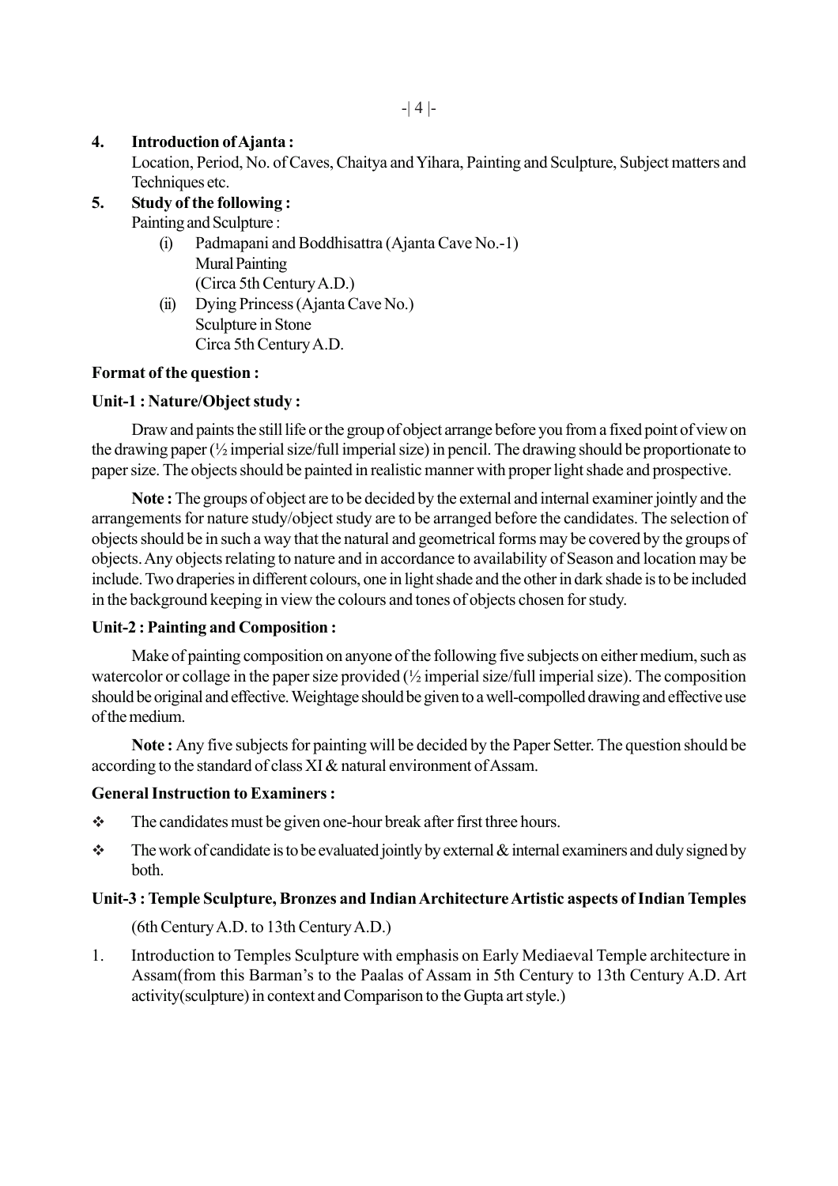**4. Introduction of Ajanta :**

Location, Period, No. of Caves, Chaitya and Yihara, Painting and Sculpture, Subject matters and Techniques etc.

**5. Study of the following :**

Painting and Sculpture :

(i) Padmapani and Boddhisattra (Ajanta Cave No.-1)
Mural Painting
(Circa 5th Century A.D.)

(ii) Dying Princess (Ajanta Cave No.)
Sculpture in Stone
Circa 5th Century A.D.

**Format of the question :**

**Unit-1 : Nature/Object study :**

Draw and paints the still life or the group of object arrange before you from a fixed point of view on the drawing paper (½ imperial size/full imperial size) in pencil. The drawing should be proportionate to paper size. The objects should be painted in realistic manner with proper light shade and prospective.

**Note :** The groups of object are to be decided by the external and internal examiner jointly and the arrangements for nature study/object study are to be arranged before the candidates. The selection of objects should be in such a way that the natural and geometrical forms may be covered by the groups of objects. Any objects relating to nature and in accordance to availability of Season and location may be include. Two draperies in different colours, one in light shade and the other in dark shade is to be included in the background keeping in view the colours and tones of objects chosen for study.

**Unit-2 : Painting and Composition :**

Make of painting composition on anyone of the following five subjects on either medium, such as watercolor or collage in the paper size provided (½ imperial size/full imperial size). The composition should be original and effective. Weightage should be given to a well-compolled drawing and effective use of the medium.

**Note :** Any five subjects for painting will be decided by the Paper Setter. The question should be according to the standard of class XI & natural environment of Assam.

**General Instruction to Examiners :**

- The candidates must be given one-hour break after first three hours.
- The work of candidate is to be evaluated jointly by external & internal examiners and duly signed by both.

**Unit-3 : Temple Sculpture, Bronzes and Indian Architecture Artistic aspects of Indian Temples**

(6th Century A.D. to 13th Century A.D.)

1. Introduction to Temples Sculpture with emphasis on Early Mediaeval Temple architecture in Assam(from this Barman's to the Paalas of Assam in 5th Century to 13th Century A.D. Art activity(sculpture) in context and Comparison to the Gupta art style.)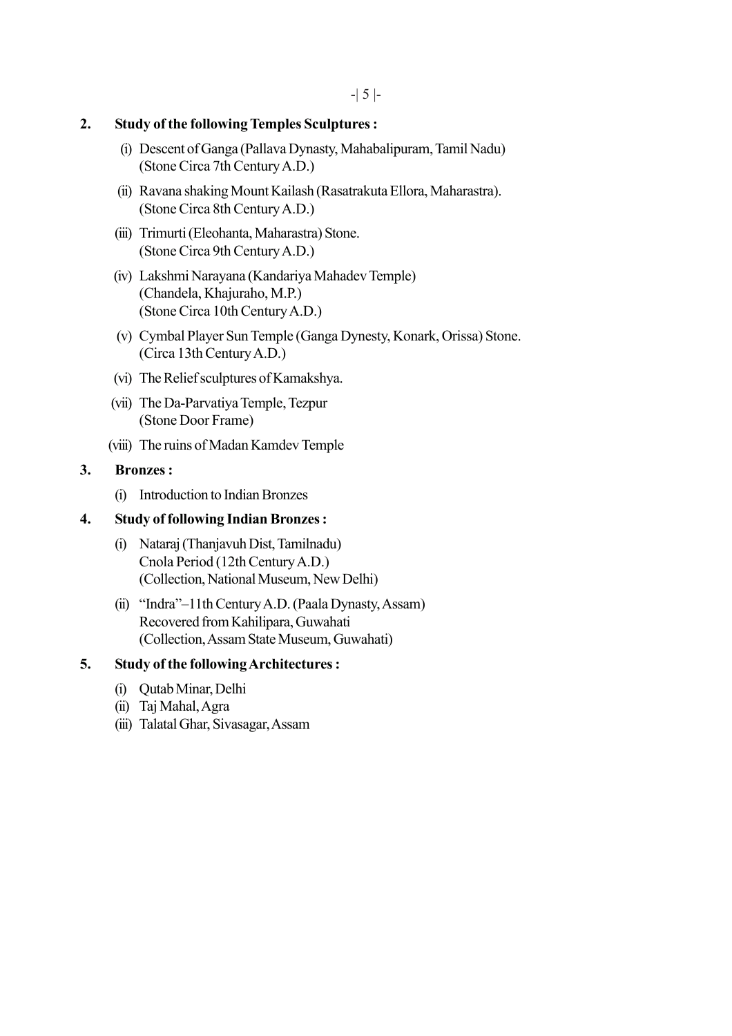**2. Study of the following Temples Sculptures :**

(i) Descent of Ganga (Pallava Dynasty, Mahabalipuram, Tamil Nadu)
(Stone Circa 7th Century A.D.)

(ii) Ravana shaking Mount Kailash (Rasatrakuta Ellora, Maharastra).
(Stone Circa 8th Century A.D.)

(iii) Trimurti (Eleohanta, Maharastra) Stone.
(Stone Circa 9th Century A.D.)

(iv) Lakshmi Narayana (Kandariya Mahadev Temple)
(Chandela, Khajuraho, M.P.)
(Stone Circa 10th Century A.D.)

(v) Cymbal Player Sun Temple (Ganga Dynesty, Konark, Orissa) Stone.
(Circa 13th Century A.D.)

(vi) The Relief sculptures of Kamakshya.

(vii) The Da-Parvatiya Temple, Tezpur
(Stone Door Frame)

(viii) The ruins of Madan Kamdev Temple

**3. Bronzes :**

(i) Introduction to Indian Bronzes

**4. Study of following Indian Bronzes :**

(i) Nataraj (Thanjavuh Dist, Tamilnadu)
Cnola Period (12th Century A.D.)
(Collection, National Museum, New Delhi)

(ii) "Indra"–11th Century A.D. (Paala Dynasty, Assam)
Recovered from Kahilipara, Guwahati
(Collection, Assam State Museum, Guwahati)

**5. Study of the following Architectures :**

(i) Qutab Minar, Delhi
(ii) Taj Mahal, Agra
(iii) Talatal Ghar, Sivasagar, Assam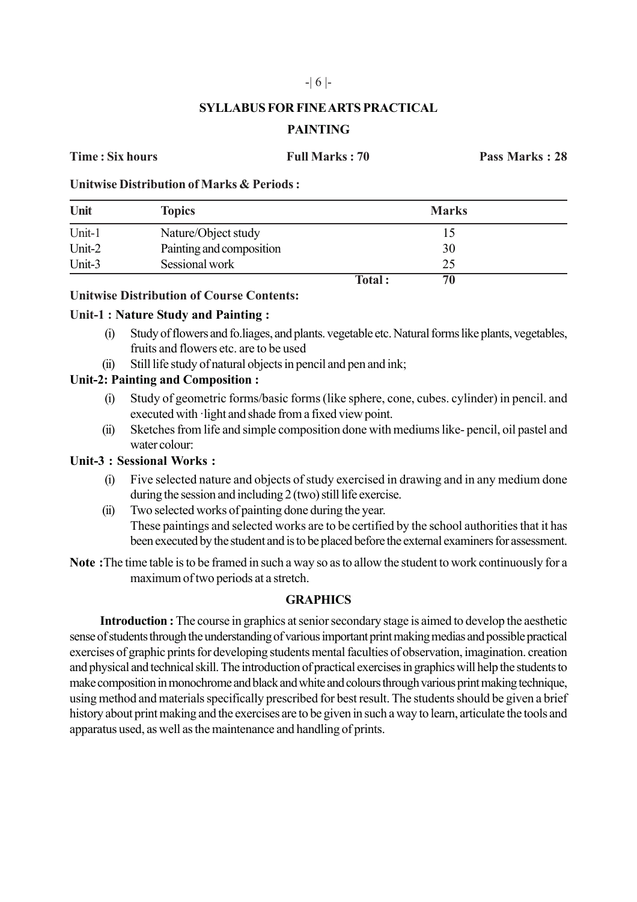## SYLLABUS FOR FINE ARTS PRACTICAL

### PAINTING

**Time : Six hours** **Full Marks : 70** **Pass Marks : 28**

**Unitwise Distribution of Marks & Periods :**

| Unit | Topics | Marks |
|---|---|---|
| Unit-1 | Nature/Object study | 15 |
| Unit-2 | Painting and composition | 30 |
| Unit-3 | Sessional work | 25 |
| | **Total :** | **70** |

**Unitwise Distribution of Course Contents:**

**Unit-1 : Nature Study and Painting :**

(i) Study of flowers and fo.liages, and plants. vegetable etc. Natural forms like plants, vegetables, fruits and flowers etc. are to be used

(ii) Still life study of natural objects in pencil and pen and ink;

**Unit-2: Painting and Composition :**

(i) Study of geometric forms/basic forms (like sphere, cone, cubes. cylinder) in pencil. and executed with ·light and shade from a fixed view point.

(ii) Sketches from life and simple composition done with mediums like- pencil, oil pastel and water colour:

**Unit-3 : Sessional Works :**

(i) Five selected nature and objects of study exercised in drawing and in any medium done during the session and including 2 (two) still life exercise.

(ii) Two selected works of painting done during the year.
These paintings and selected works are to be certified by the school authorities that it has been executed by the student and is to be placed before the external examiners for assessment.

**Note :** The time table is to be framed in such a way so as to allow the student to work continuously for a maximum of two periods at a stretch.

### GRAPHICS

**Introduction :** The course in graphics at senior secondary stage is aimed to develop the aesthetic sense of students through the understanding of various important print making medias and possible practical exercises of graphic prints for developing students mental faculties of observation, imagination. creation and physical and technical skill. The introduction of practical exercises in graphics will help the students to make composition in monochrome and black and white and colours through various print making technique, using method and materials specifically prescribed for best result. The students should be given a brief history about print making and the exercises are to be given in such a way to learn, articulate the tools and apparatus used, as well as the maintenance and handling of prints.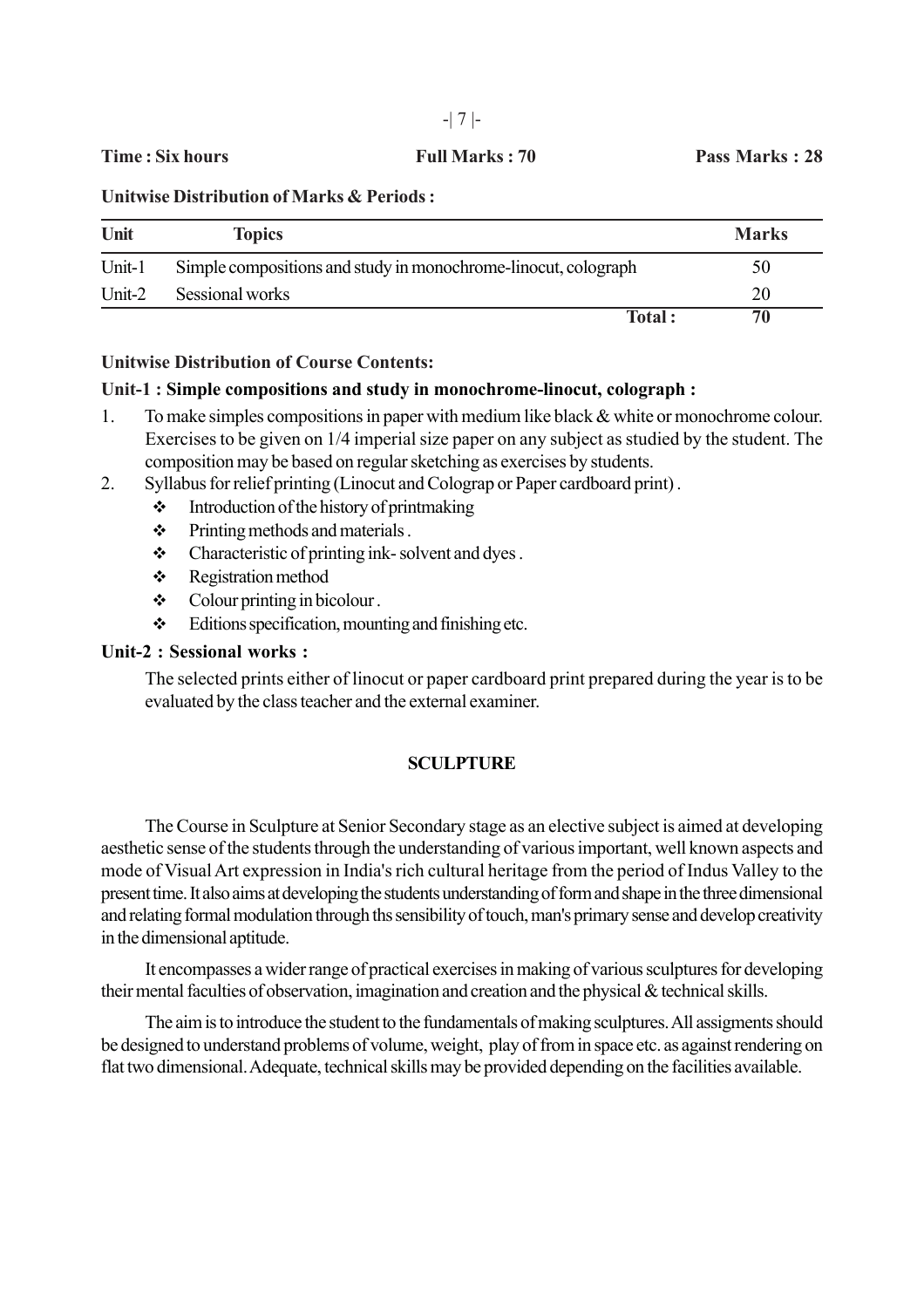**Time : Six hours** **Full Marks : 70** **Pass Marks : 28**

**Unitwise Distribution of Marks & Periods :**

| Unit | Topics | Marks |
|---|---|---|
| Unit-1 | Simple compositions and study in monochrome-linocut, colograph | 50 |
| Unit-2 | Sessional works | 20 |
| | **Total :** | **70** |

**Unitwise Distribution of Course Contents:**

**Unit-1 : Simple compositions and study in monochrome-linocut, colograph :**

1. To make simples compositions in paper with medium like black & white or monochrome colour. Exercises to be given on 1/4 imperial size paper on any subject as studied by the student. The composition may be based on regular sketching as exercises by students.
2. Syllabus for relief printing (Linocut and Colograp or Paper cardboard print) .
   - Introduction of the history of printmaking
   - Printing methods and materials .
   - Characteristic of printing ink- solvent and dyes .
   - Registration method
   - Colour printing in bicolour .
   - Editions specification, mounting and finishing etc.

**Unit-2 : Sessional works :**

The selected prints either of linocut or paper cardboard print prepared during the year is to be evaluated by the class teacher and the external examiner.

## SCULPTURE

The Course in Sculpture at Senior Secondary stage as an elective subject is aimed at developing aesthetic sense of the students through the understanding of various important, well known aspects and mode of Visual Art expression in India's rich cultural heritage from the period of Indus Valley to the present time. It also aims at developing the students understanding of form and shape in the three dimensional and relating formal modulation through ths sensibility of touch, man's primary sense and develop creativity in the dimensional aptitude.

It encompasses a wider range of practical exercises in making of various sculptures for developing their mental faculties of observation, imagination and creation and the physical & technical skills.

The aim is to introduce the student to the fundamentals of making sculptures. All assigments should be designed to understand problems of volume, weight, play of from in space etc. as against rendering on flat two dimensional. Adequate, technical skills may be provided depending on the facilities available.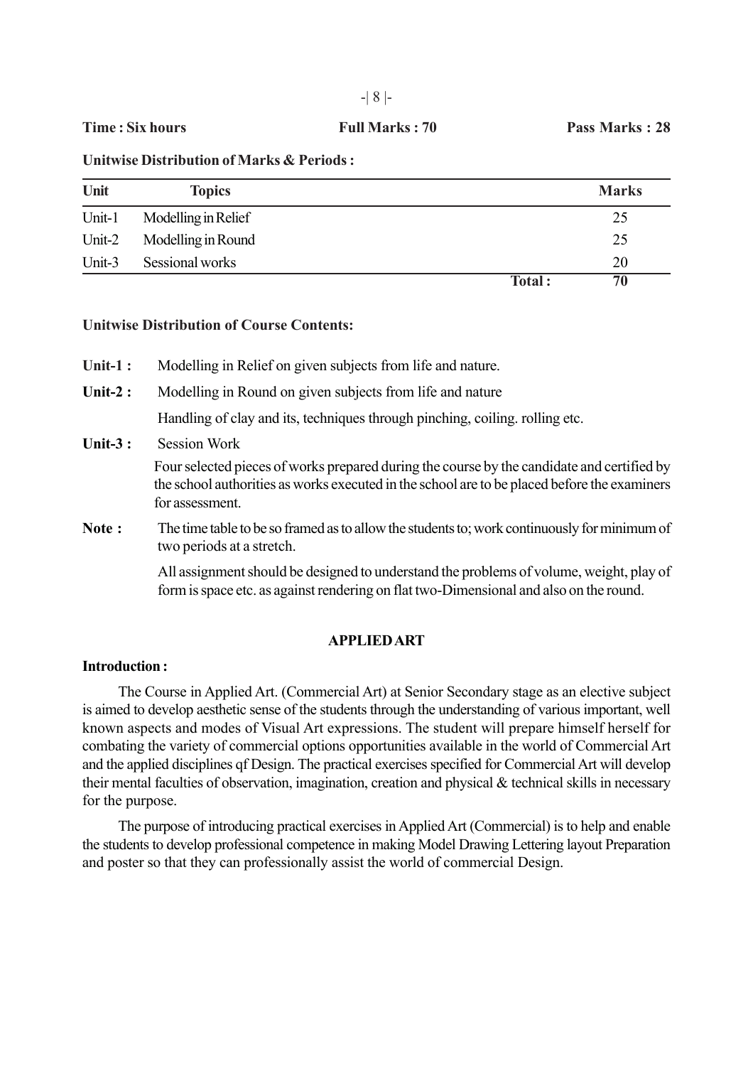**Time : Six hours** **Full Marks : 70** **Pass Marks : 28**

**Unitwise Distribution of Marks & Periods :**

| Unit | Topics | Marks |
|---|---|---|
| Unit-1 | Modelling in Relief | 25 |
| Unit-2 | Modelling in Round | 25 |
| Unit-3 | Sessional works | 20 |
| | **Total :** | **70** |

**Unitwise Distribution of Course Contents:**

**Unit-1 :** Modelling in Relief on given subjects from life and nature.

**Unit-2 :** Modelling in Round on given subjects from life and nature

Handling of clay and its, techniques through pinching, coiling. rolling etc.

**Unit-3 :** Session Work

Four selected pieces of works prepared during the course by the candidate and certified by the school authorities as works executed in the school are to be placed before the examiners for assessment.

**Note :** The time table to be so framed as to allow the students to; work continuously for minimum of two periods at a stretch.

All assignment should be designed to understand the problems of volume, weight, play of form is space etc. as against rendering on flat two-Dimensional and also on the round.

## APPLIED ART

**Introduction :**

The Course in Applied Art. (Commercial Art) at Senior Secondary stage as an elective subject is aimed to develop aesthetic sense of the students through the understanding of various important, well known aspects and modes of Visual Art expressions. The student will prepare himself herself for combating the variety of commercial options opportunities available in the world of Commercial Art and the applied disciplines qf Design. The practical exercises specified for Commercial Art will develop their mental faculties of observation, imagination, creation and physical & technical skills in necessary for the purpose.

The purpose of introducing practical exercises in Applied Art (Commercial) is to help and enable the students to develop professional competence in making Model Drawing Lettering layout Preparation and poster so that they can professionally assist the world of commercial Design.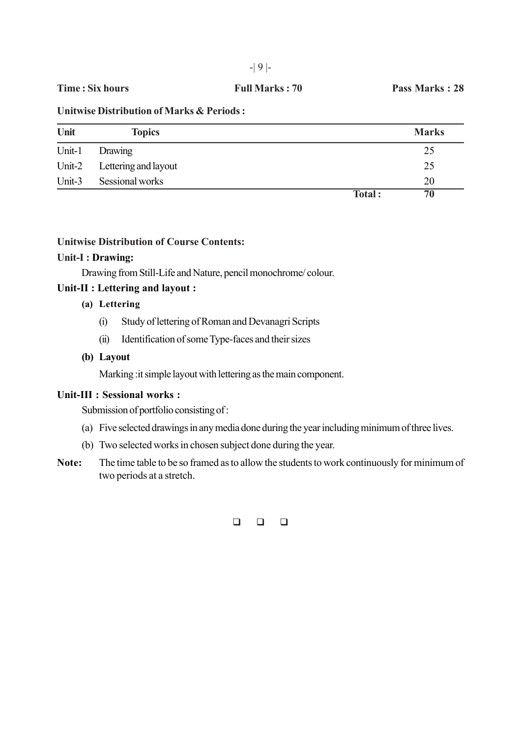**Time : Six hours** **Full Marks : 70** **Pass Marks : 28**

**Unitwise Distribution of Marks & Periods :**

| Unit | Topics | | Marks |
|---|---|---|---|
| Unit-1 | Drawing | | 25 |
| Unit-2 | Lettering and layout | | 25 |
| Unit-3 | Sessional works | | 20 |
| | | **Total :** | **70** |

**Unitwise Distribution of Course Contents:**

**Unit-I : Drawing:**

Drawing from Still-Life and Nature, pencil monochrome/ colour.

**Unit-II : Lettering and layout :**

**(a) Lettering**

(i) Study of lettering of Roman and Devanagri Scripts

(ii) Identification of some Type-faces and their sizes

**(b) Layout**

Marking :it simple layout with lettering as the main component.

**Unit-III : Sessional works :**

Submission of portfolio consisting of :

(a) Five selected drawings in any media done during the year including minimum of three lives.

(b) Two selected works in chosen subject done during the year.

**Note:** The time table to be so framed as to allow the students to work continuously for minimum of two periods at a stretch.

❑ ❑ ❑